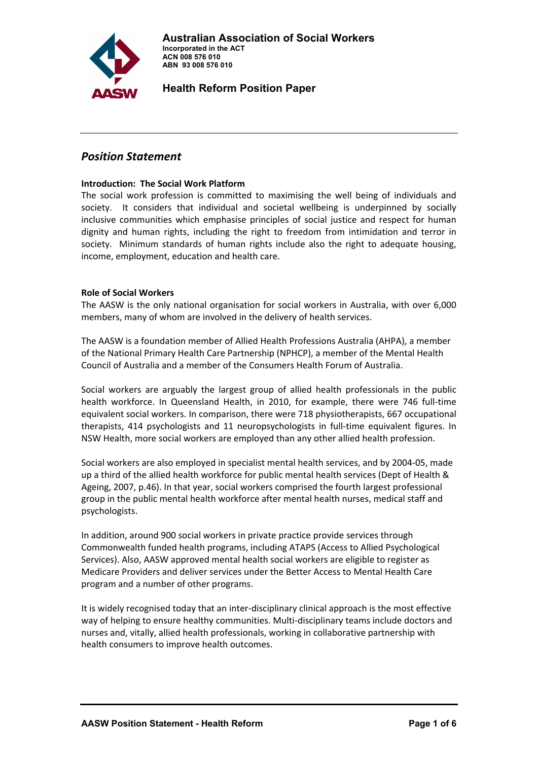**Australian Association of Social Workers**
**Incorporated in the ACT**
**ACN 008 576 010**
**ABN 93 008 576 010**

**Health Reform Position Paper**

## *Position Statement*

### Introduction: The Social Work Platform

The social work profession is committed to maximising the well being of individuals and society. It considers that individual and societal wellbeing is underpinned by socially inclusive communities which emphasise principles of social justice and respect for human dignity and human rights, including the right to freedom from intimidation and terror in society. Minimum standards of human rights include also the right to adequate housing, income, employment, education and health care.

### Role of Social Workers

The AASW is the only national organisation for social workers in Australia, with over 6,000 members, many of whom are involved in the delivery of health services.

The AASW is a foundation member of Allied Health Professions Australia (AHPA), a member of the National Primary Health Care Partnership (NPHCP), a member of the Mental Health Council of Australia and a member of the Consumers Health Forum of Australia.

Social workers are arguably the largest group of allied health professionals in the public health workforce. In Queensland Health, in 2010, for example, there were 746 full-time equivalent social workers. In comparison, there were 718 physiotherapists, 667 occupational therapists, 414 psychologists and 11 neuropsychologists in full-time equivalent figures. In NSW Health, more social workers are employed than any other allied health profession.

Social workers are also employed in specialist mental health services, and by 2004-05, made up a third of the allied health workforce for public mental health services (Dept of Health & Ageing, 2007, p.46). In that year, social workers comprised the fourth largest professional group in the public mental health workforce after mental health nurses, medical staff and psychologists.

In addition, around 900 social workers in private practice provide services through Commonwealth funded health programs, including ATAPS (Access to Allied Psychological Services). Also, AASW approved mental health social workers are eligible to register as Medicare Providers and deliver services under the Better Access to Mental Health Care program and a number of other programs.

It is widely recognised today that an inter-disciplinary clinical approach is the most effective way of helping to ensure healthy communities. Multi-disciplinary teams include doctors and nurses and, vitally, allied health professionals, working in collaborative partnership with health consumers to improve health outcomes.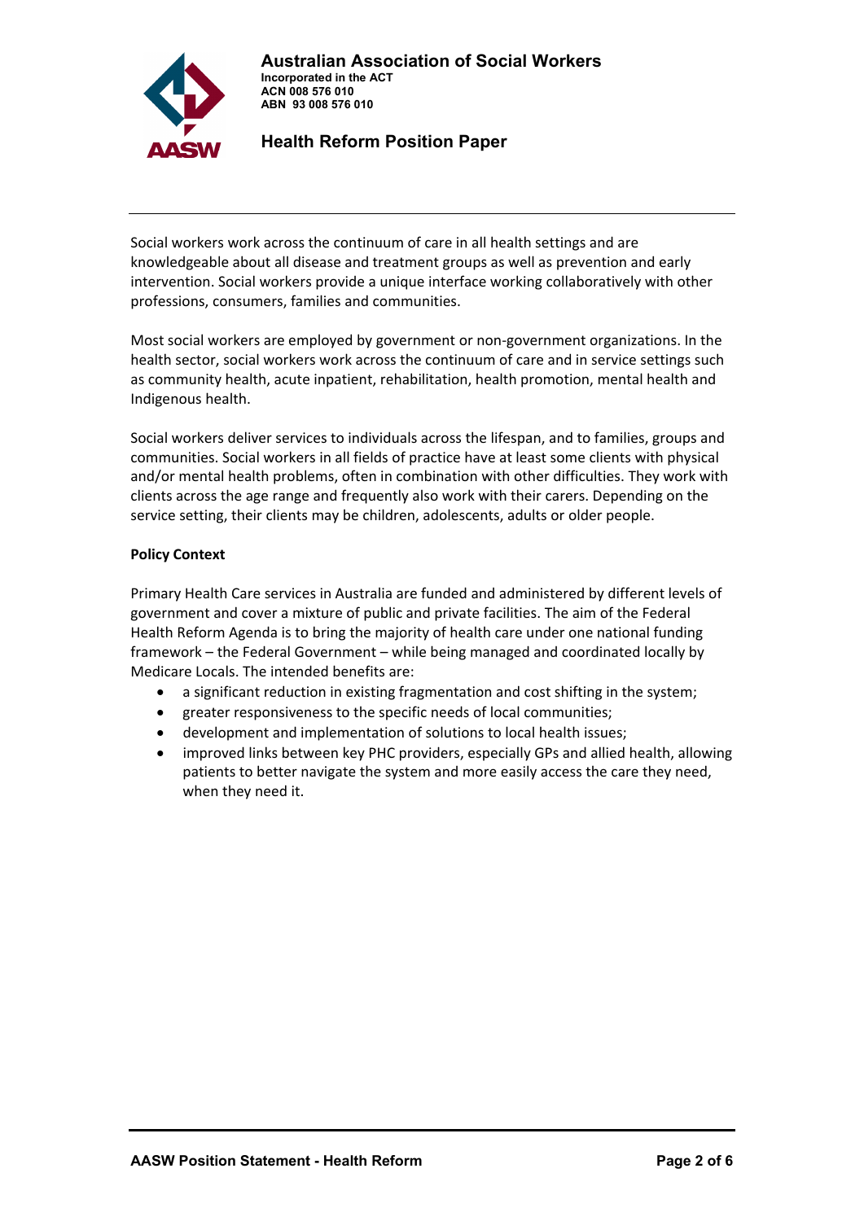Social workers work across the continuum of care in all health settings and are knowledgeable about all disease and treatment groups as well as prevention and early intervention. Social workers provide a unique interface working collaboratively with other professions, consumers, families and communities.

Most social workers are employed by government or non-government organizations. In the health sector, social workers work across the continuum of care and in service settings such as community health, acute inpatient, rehabilitation, health promotion, mental health and Indigenous health.

Social workers deliver services to individuals across the lifespan, and to families, groups and communities. Social workers in all fields of practice have at least some clients with physical and/or mental health problems, often in combination with other difficulties. They work with clients across the age range and frequently also work with their carers. Depending on the service setting, their clients may be children, adolescents, adults or older people.

**Policy Context**

Primary Health Care services in Australia are funded and administered by different levels of government and cover a mixture of public and private facilities. The aim of the Federal Health Reform Agenda is to bring the majority of health care under one national funding framework – the Federal Government – while being managed and coordinated locally by Medicare Locals. The intended benefits are:

- a significant reduction in existing fragmentation and cost shifting in the system;
- greater responsiveness to the specific needs of local communities;
- development and implementation of solutions to local health issues;
- improved links between key PHC providers, especially GPs and allied health, allowing patients to better navigate the system and more easily access the care they need, when they need it.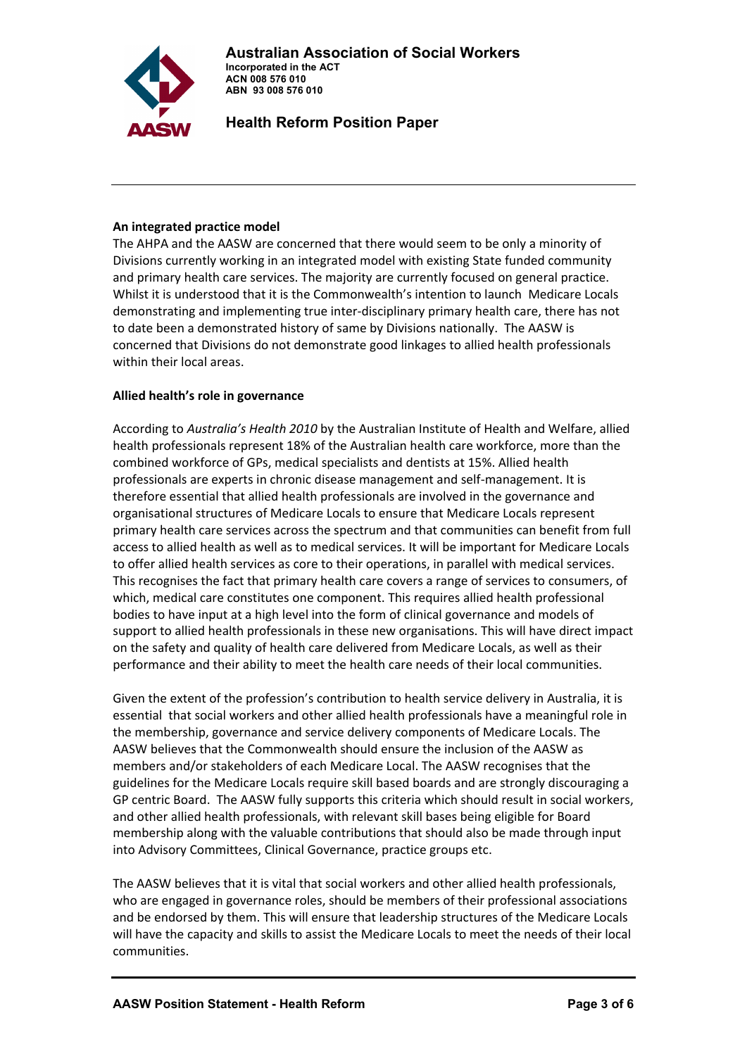### An integrated practice model

The AHPA and the AASW are concerned that there would seem to be only a minority of Divisions currently working in an integrated model with existing State funded community and primary health care services. The majority are currently focused on general practice. Whilst it is understood that it is the Commonwealth's intention to launch Medicare Locals demonstrating and implementing true inter-disciplinary primary health care, there has not to date been a demonstrated history of same by Divisions nationally. The AASW is concerned that Divisions do not demonstrate good linkages to allied health professionals within their local areas.

### Allied health's role in governance

According to *Australia's Health 2010* by the Australian Institute of Health and Welfare, allied health professionals represent 18% of the Australian health care workforce, more than the combined workforce of GPs, medical specialists and dentists at 15%. Allied health professionals are experts in chronic disease management and self-management. It is therefore essential that allied health professionals are involved in the governance and organisational structures of Medicare Locals to ensure that Medicare Locals represent primary health care services across the spectrum and that communities can benefit from full access to allied health as well as to medical services. It will be important for Medicare Locals to offer allied health services as core to their operations, in parallel with medical services. This recognises the fact that primary health care covers a range of services to consumers, of which, medical care constitutes one component. This requires allied health professional bodies to have input at a high level into the form of clinical governance and models of support to allied health professionals in these new organisations. This will have direct impact on the safety and quality of health care delivered from Medicare Locals, as well as their performance and their ability to meet the health care needs of their local communities.

Given the extent of the profession's contribution to health service delivery in Australia, it is essential that social workers and other allied health professionals have a meaningful role in the membership, governance and service delivery components of Medicare Locals. The AASW believes that the Commonwealth should ensure the inclusion of the AASW as members and/or stakeholders of each Medicare Local. The AASW recognises that the guidelines for the Medicare Locals require skill based boards and are strongly discouraging a GP centric Board. The AASW fully supports this criteria which should result in social workers, and other allied health professionals, with relevant skill bases being eligible for Board membership along with the valuable contributions that should also be made through input into Advisory Committees, Clinical Governance, practice groups etc.

The AASW believes that it is vital that social workers and other allied health professionals, who are engaged in governance roles, should be members of their professional associations and be endorsed by them. This will ensure that leadership structures of the Medicare Locals will have the capacity and skills to assist the Medicare Locals to meet the needs of their local communities.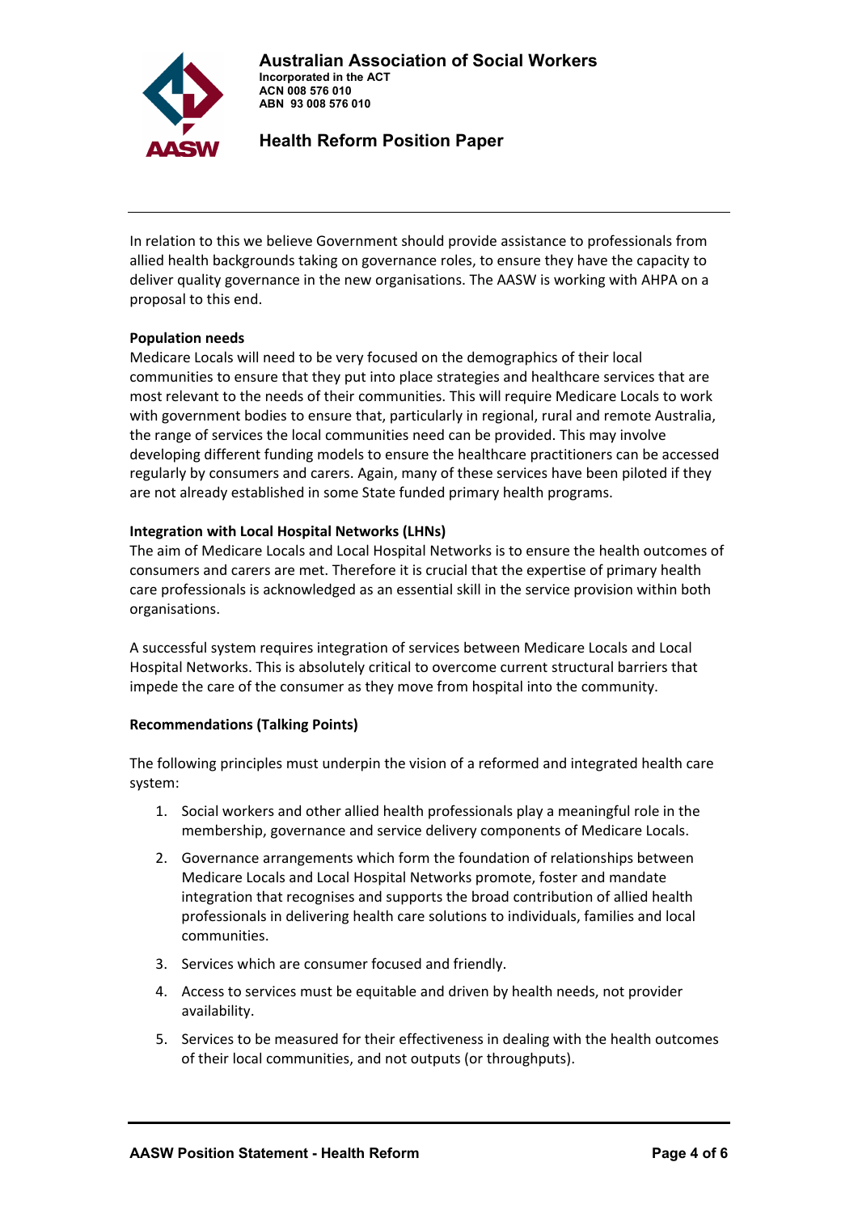In relation to this we believe Government should provide assistance to professionals from allied health backgrounds taking on governance roles, to ensure they have the capacity to deliver quality governance in the new organisations. The AASW is working with AHPA on a proposal to this end.

**Population needs**

Medicare Locals will need to be very focused on the demographics of their local communities to ensure that they put into place strategies and healthcare services that are most relevant to the needs of their communities. This will require Medicare Locals to work with government bodies to ensure that, particularly in regional, rural and remote Australia, the range of services the local communities need can be provided. This may involve developing different funding models to ensure the healthcare practitioners can be accessed regularly by consumers and carers. Again, many of these services have been piloted if they are not already established in some State funded primary health programs.

**Integration with Local Hospital Networks (LHNs)**

The aim of Medicare Locals and Local Hospital Networks is to ensure the health outcomes of consumers and carers are met. Therefore it is crucial that the expertise of primary health care professionals is acknowledged as an essential skill in the service provision within both organisations.

A successful system requires integration of services between Medicare Locals and Local Hospital Networks. This is absolutely critical to overcome current structural barriers that impede the care of the consumer as they move from hospital into the community.

**Recommendations (Talking Points)**

The following principles must underpin the vision of a reformed and integrated health care system:

1. Social workers and other allied health professionals play a meaningful role in the membership, governance and service delivery components of Medicare Locals.
2. Governance arrangements which form the foundation of relationships between Medicare Locals and Local Hospital Networks promote, foster and mandate integration that recognises and supports the broad contribution of allied health professionals in delivering health care solutions to individuals, families and local communities.
3. Services which are consumer focused and friendly.
4. Access to services must be equitable and driven by health needs, not provider availability.
5. Services to be measured for their effectiveness in dealing with the health outcomes of their local communities, and not outputs (or throughputs).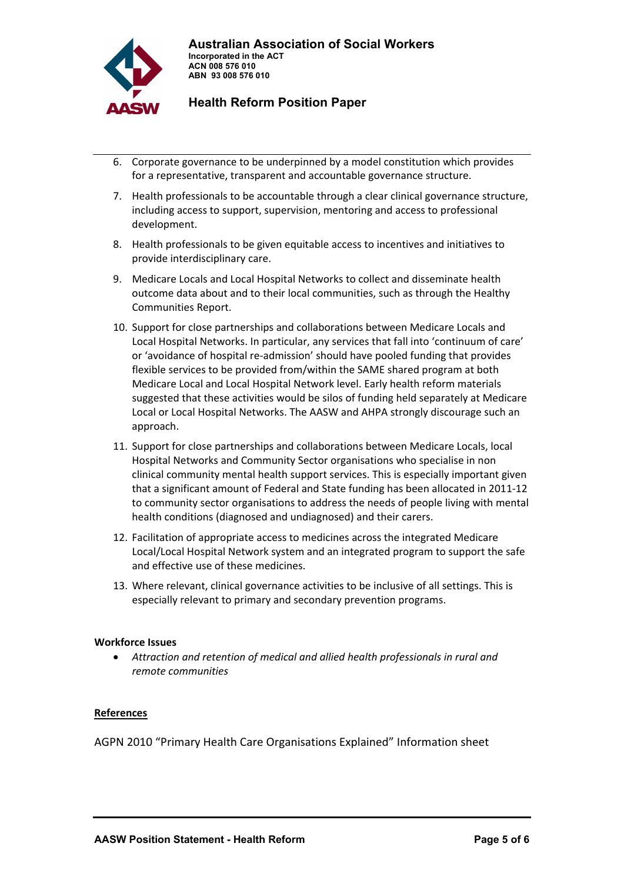6. Corporate governance to be underpinned by a model constitution which provides for a representative, transparent and accountable governance structure.
7. Health professionals to be accountable through a clear clinical governance structure, including access to support, supervision, mentoring and access to professional development.
8. Health professionals to be given equitable access to incentives and initiatives to provide interdisciplinary care.
9. Medicare Locals and Local Hospital Networks to collect and disseminate health outcome data about and to their local communities, such as through the Healthy Communities Report.
10. Support for close partnerships and collaborations between Medicare Locals and Local Hospital Networks. In particular, any services that fall into 'continuum of care' or 'avoidance of hospital re-admission' should have pooled funding that provides flexible services to be provided from/within the SAME shared program at both Medicare Local and Local Hospital Network level. Early health reform materials suggested that these activities would be silos of funding held separately at Medicare Local or Local Hospital Networks. The AASW and AHPA strongly discourage such an approach.
11. Support for close partnerships and collaborations between Medicare Locals, local Hospital Networks and Community Sector organisations who specialise in non clinical community mental health support services. This is especially important given that a significant amount of Federal and State funding has been allocated in 2011-12 to community sector organisations to address the needs of people living with mental health conditions (diagnosed and undiagnosed) and their carers.
12. Facilitation of appropriate access to medicines across the integrated Medicare Local/Local Hospital Network system and an integrated program to support the safe and effective use of these medicines.
13. Where relevant, clinical governance activities to be inclusive of all settings. This is especially relevant to primary and secondary prevention programs.

**Workforce Issues**

- *Attraction and retention of medical and allied health professionals in rural and remote communities*

**References**

AGPN 2010 "Primary Health Care Organisations Explained" Information sheet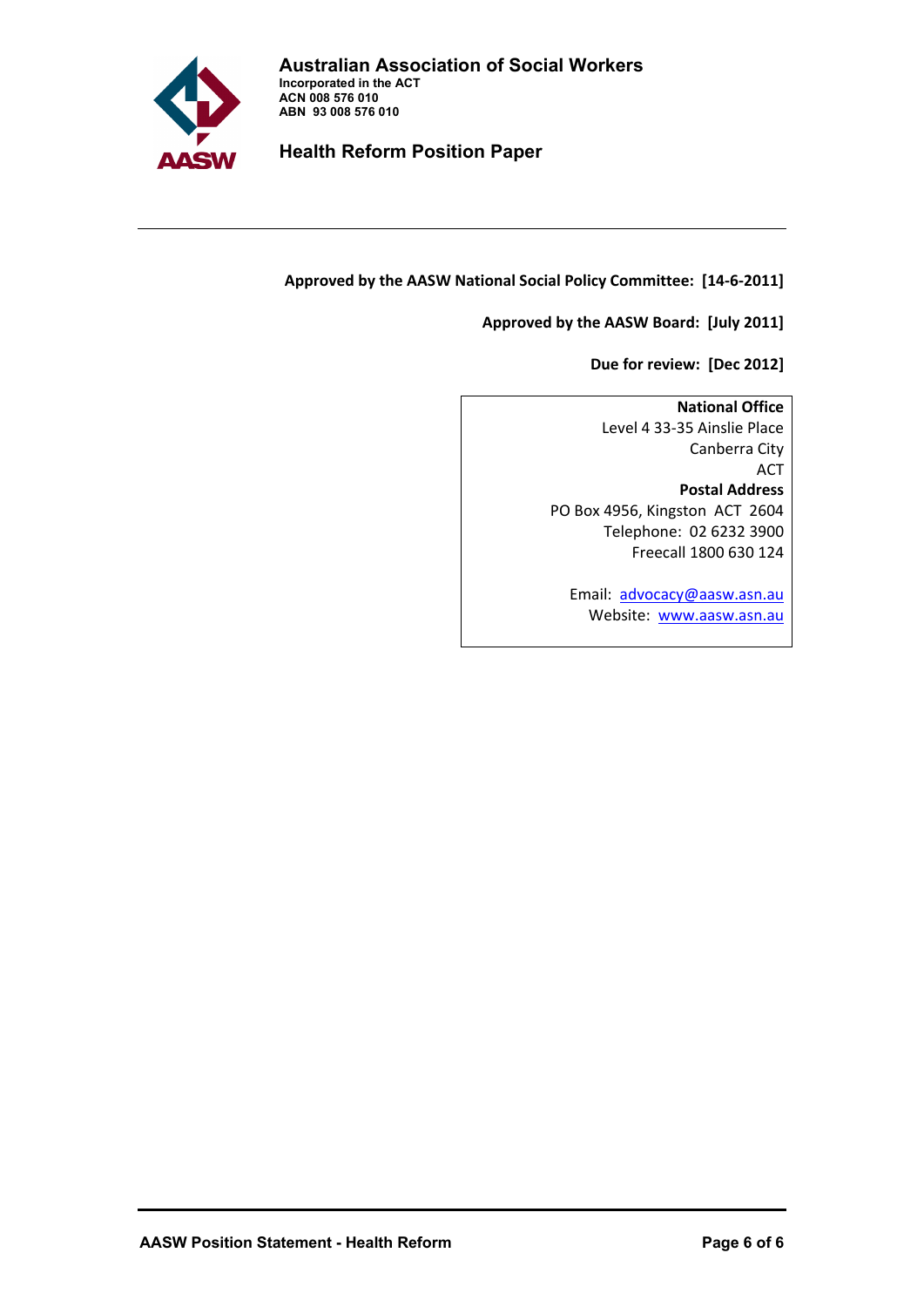**Australian Association of Social Workers**
**Incorporated in the ACT**
**ACN 008 576 010**
**ABN 93 008 576 010**

**Health Reform Position Paper**

---

**Approved by the AASW National Social Policy Committee: [14-6-2011]**

**Approved by the AASW Board: [July 2011]**

**Due for review: [Dec 2012]**

**National Office**
Level 4 33-35 Ainslie Place
Canberra City
ACT
**Postal Address**
PO Box 4956, Kingston ACT 2604
Telephone: 02 6232 3900
Freecall 1800 630 124

Email: advocacy@aasw.asn.au
Website: www.aasw.asn.au